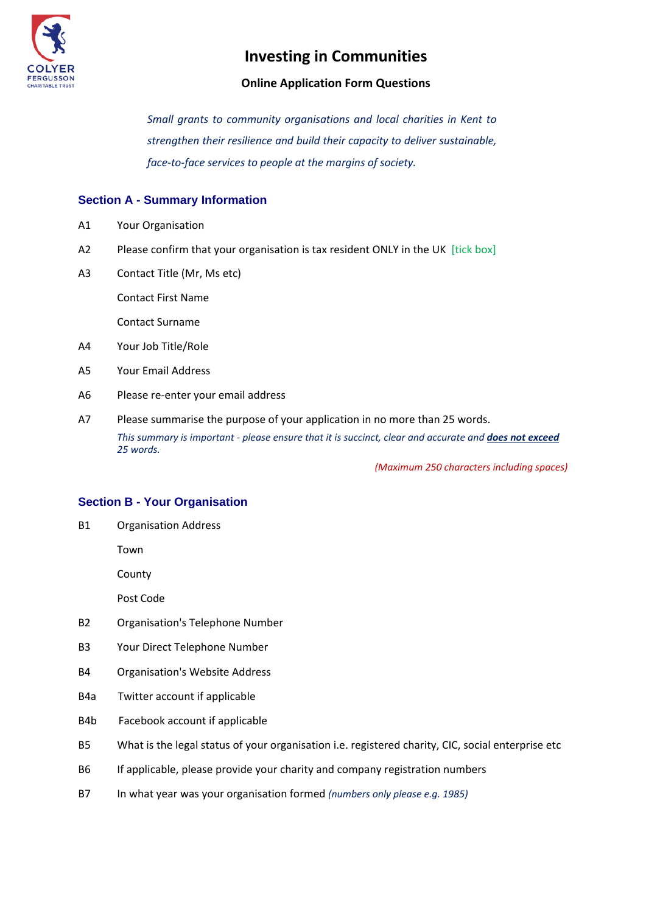# Investing in Communities

### Online Application Form Questions

*Small grants to community organisations and local charities in Kent to strengthen their resilience and build their capacity to deliver sustainable, face-to-face services to people at the margins of society.*

## Section A - Summary Information

A1 Your Organisation

A2 Please confirm that your organisation is tax resident ONLY in the UK [tick box]

A3 Contact Title (Mr, Ms etc)

Contact First Name

Contact Surname

A4 Your Job Title/Role

A5 Your Email Address

A6 Please re-enter your email address

A7 Please summarise the purpose of your application in no more than 25 words.

*This summary is important - please ensure that it is succinct, clear and accurate and **does not exceed** 25 words.*

*(Maximum 250 characters including spaces)*

## Section B - Your Organisation

B1 Organisation Address

Town

County

Post Code

B2 Organisation's Telephone Number

B3 Your Direct Telephone Number

B4 Organisation's Website Address

B4a Twitter account if applicable

B4b Facebook account if applicable

B5 What is the legal status of your organisation i.e. registered charity, CIC, social enterprise etc

B6 If applicable, please provide your charity and company registration numbers

B7 In what year was your organisation formed *(numbers only please e.g. 1985)*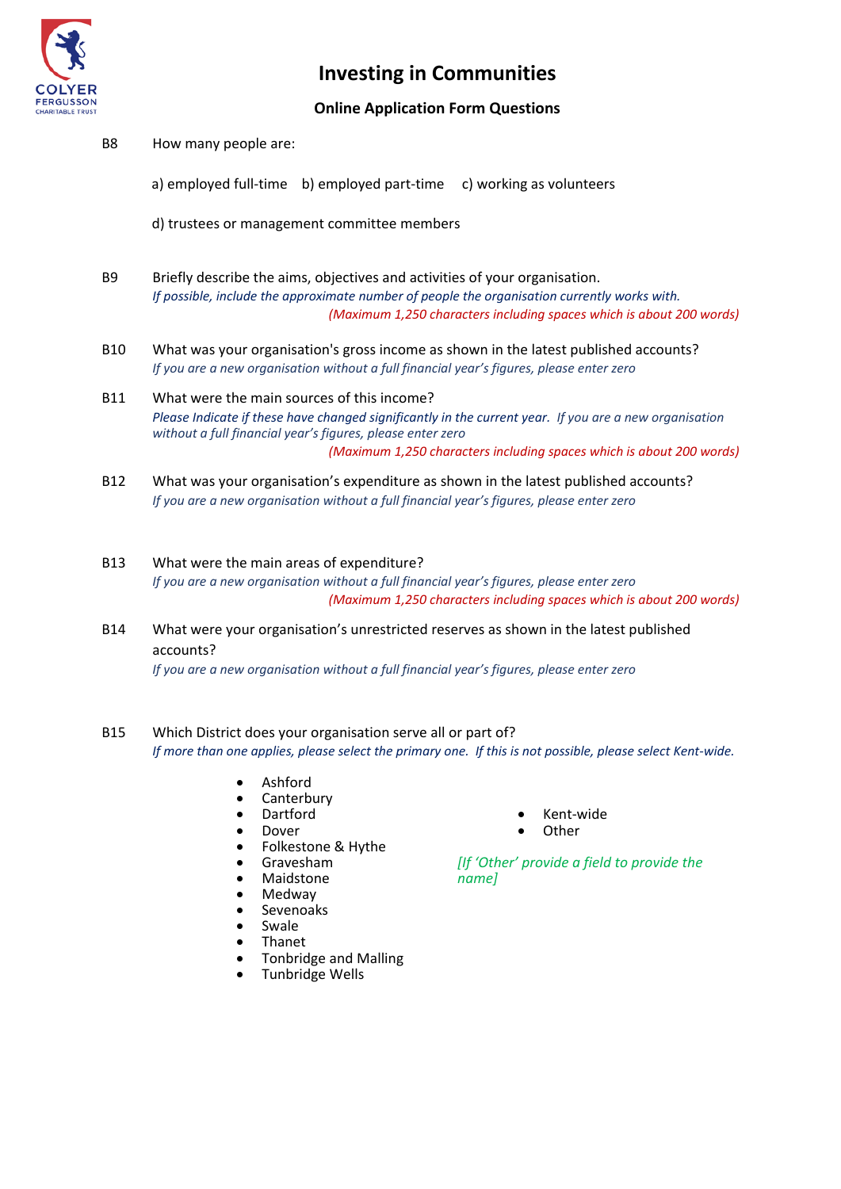# Investing in Communities

**Online Application Form Questions**

B8 How many people are:

a) employed full-time b) employed part-time c) working as volunteers

d) trustees or management committee members

B9 Briefly describe the aims, objectives and activities of your organisation.
*If possible, include the approximate number of people the organisation currently works with.*
*(Maximum 1,250 characters including spaces which is about 200 words)*

B10 What was your organisation's gross income as shown in the latest published accounts?
*If you are a new organisation without a full financial year's figures, please enter zero*

B11 What were the main sources of this income?
*Please Indicate if these have changed significantly in the current year. If you are a new organisation without a full financial year's figures, please enter zero*
*(Maximum 1,250 characters including spaces which is about 200 words)*

B12 What was your organisation's expenditure as shown in the latest published accounts?
*If you are a new organisation without a full financial year's figures, please enter zero*

B13 What were the main areas of expenditure?
*If you are a new organisation without a full financial year's figures, please enter zero*
*(Maximum 1,250 characters including spaces which is about 200 words)*

B14 What were your organisation's unrestricted reserves as shown in the latest published accounts?
*If you are a new organisation without a full financial year's figures, please enter zero*

B15 Which District does your organisation serve all or part of?
*If more than one applies, please select the primary one. If this is not possible, please select Kent-wide.*

- Ashford
- Canterbury
- Dartford
- Dover
- Folkestone & Hythe
- Gravesham
- Maidstone
- Medway
- Sevenoaks
- Swale
- Thanet
- Tonbridge and Malling
- Tunbridge Wells
- Kent-wide
- Other

*[If 'Other' provide a field to provide the name]*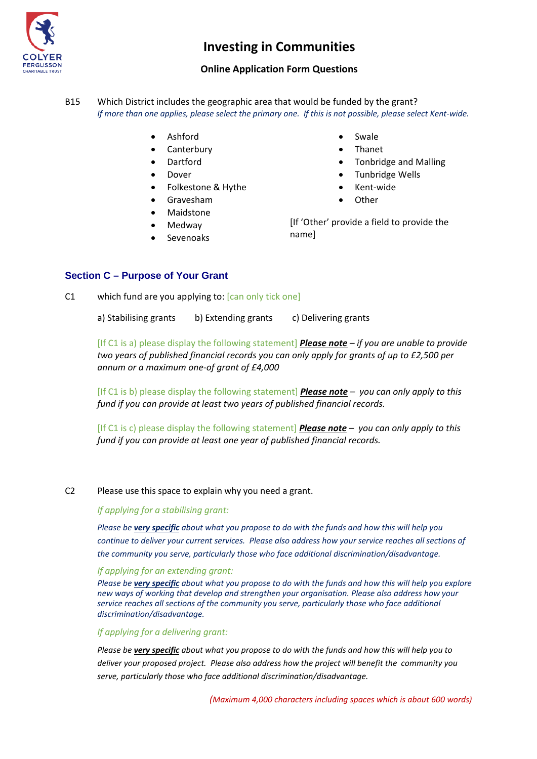# Investing in Communities

## Online Application Form Questions

B15 Which District includes the geographic area that would be funded by the grant?
*If more than one applies, please select the primary one. If this is not possible, please select Kent-wide.*

- Ashford
- Canterbury
- Dartford
- Dover
- Folkestone & Hythe
- Gravesham
- Maidstone
- Medway
- Sevenoaks
- Swale
- Thanet
- Tonbridge and Malling
- Tunbridge Wells
- Kent-wide
- Other

[If 'Other' provide a field to provide the name]

## Section C – Purpose of Your Grant

C1 which fund are you applying to: [can only tick one]

a) Stabilising grants b) Extending grants c) Delivering grants

[If C1 is a) please display the following statement] ***Please note*** *– if you are unable to provide two years of published financial records you can only apply for grants of up to £2,500 per annum or a maximum one-of grant of £4,000*

[If C1 is b) please display the following statement] ***Please note*** *– you can only apply to this fund if you can provide at least two years of published financial records.*

[If C1 is c) please display the following statement] ***Please note*** *– you can only apply to this fund if you can provide at least one year of published financial records.*

C2 Please use this space to explain why you need a grant.

*If applying for a stabilising grant:*

*Please be **very specific** about what you propose to do with the funds and how this will help you continue to deliver your current services. Please also address how your service reaches all sections of the community you serve, particularly those who face additional discrimination/disadvantage.*

*If applying for an extending grant:*

*Please be **very specific** about what you propose to do with the funds and how this will help you explore new ways of working that develop and strengthen your organisation. Please also address how your service reaches all sections of the community you serve, particularly those who face additional discrimination/disadvantage.*

*If applying for a delivering grant:*

*Please be **very specific** about what you propose to do with the funds and how this will help you to deliver your proposed project. Please also address how the project will benefit the community you serve, particularly those who face additional discrimination/disadvantage.*

*(Maximum 4,000 characters including spaces which is about 600 words)*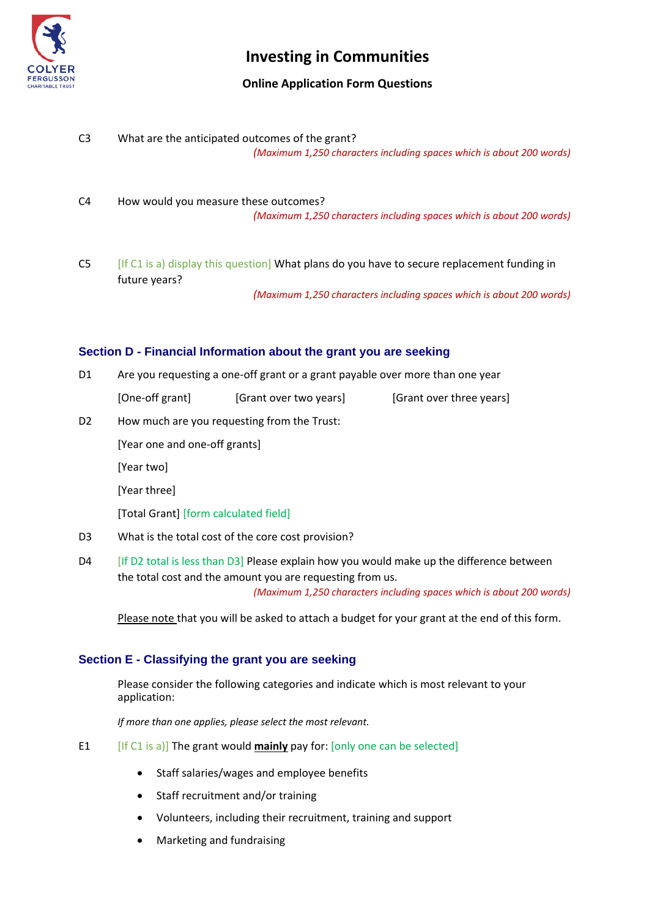C3 What are the anticipated outcomes of the grant?

*(Maximum 1,250 characters including spaces which is about 200 words)*

C4 How would you measure these outcomes?

*(Maximum 1,250 characters including spaces which is about 200 words)*

C5 [If C1 is a) display this question] What plans do you have to secure replacement funding in future years?

*(Maximum 1,250 characters including spaces which is about 200 words)*

## Section D - Financial Information about the grant you are seeking

D1 Are you requesting a one-off grant or a grant payable over more than one year

[One-off grant] [Grant over two years] [Grant over three years]

D2 How much are you requesting from the Trust:

[Year one and one-off grants]

[Year two]

[Year three]

[Total Grant] [form calculated field]

D3 What is the total cost of the core cost provision?

D4 [If D2 total is less than D3] Please explain how you would make up the difference between the total cost and the amount you are requesting from us.

*(Maximum 1,250 characters including spaces which is about 200 words)*

Please note that you will be asked to attach a budget for your grant at the end of this form.

## Section E - Classifying the grant you are seeking

Please consider the following categories and indicate which is most relevant to your application:

*If more than one applies, please select the most relevant.*

E1 [If C1 is a)] The grant would **mainly** pay for: [only one can be selected]

- Staff salaries/wages and employee benefits
- Staff recruitment and/or training
- Volunteers, including their recruitment, training and support
- Marketing and fundraising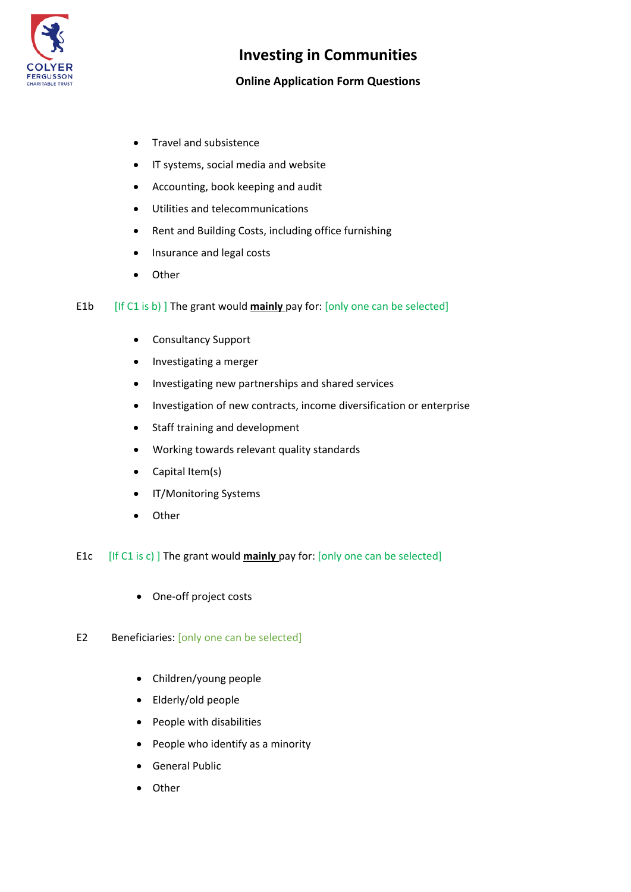- Travel and subsistence
- IT systems, social media and website
- Accounting, book keeping and audit
- Utilities and telecommunications
- Rent and Building Costs, including office furnishing
- Insurance and legal costs
- Other

E1b [If C1 is b) ] The grant would **mainly** pay for: [only one can be selected]

- Consultancy Support
- Investigating a merger
- Investigating new partnerships and shared services
- Investigation of new contracts, income diversification or enterprise
- Staff training and development
- Working towards relevant quality standards
- Capital Item(s)
- IT/Monitoring Systems
- Other

E1c [If C1 is c) ] The grant would **mainly** pay for: [only one can be selected]

- One-off project costs

E2 Beneficiaries: [only one can be selected]

- Children/young people
- Elderly/old people
- People with disabilities
- People who identify as a minority
- General Public
- Other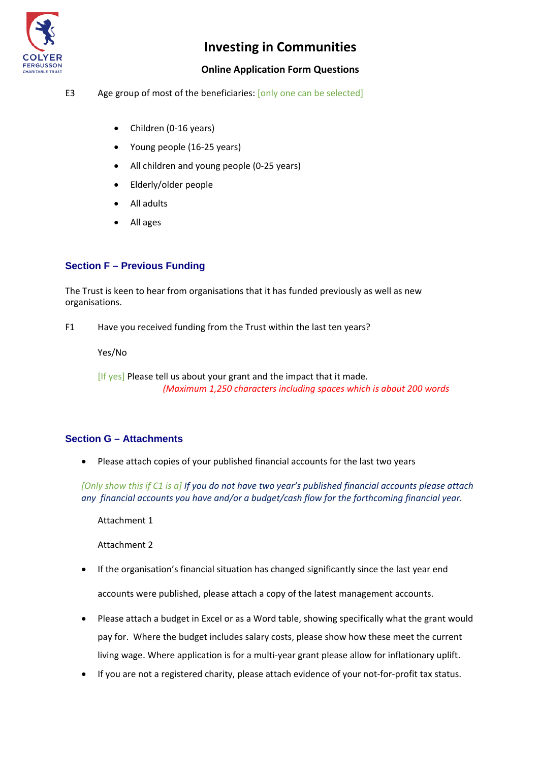# Investing in Communities

## Online Application Form Questions

E3 Age group of most of the beneficiaries: [only one can be selected]

- Children (0-16 years)
- Young people (16-25 years)
- All children and young people (0-25 years)
- Elderly/older people
- All adults
- All ages

### Section F – Previous Funding

The Trust is keen to hear from organisations that it has funded previously as well as new organisations.

F1 Have you received funding from the Trust within the last ten years?

Yes/No

[If yes] Please tell us about your grant and the impact that it made.
*(Maximum 1,250 characters including spaces which is about 200 words*

### Section G – Attachments

- Please attach copies of your published financial accounts for the last two years

*[Only show this if C1 is a] If you do not have two year's published financial accounts please attach any financial accounts you have and/or a budget/cash flow for the forthcoming financial year.*

Attachment 1

Attachment 2

- If the organisation's financial situation has changed significantly since the last year end accounts were published, please attach a copy of the latest management accounts.
- Please attach a budget in Excel or as a Word table, showing specifically what the grant would pay for. Where the budget includes salary costs, please show how these meet the current living wage. Where application is for a multi-year grant please allow for inflationary uplift.
- If you are not a registered charity, please attach evidence of your not-for-profit tax status.